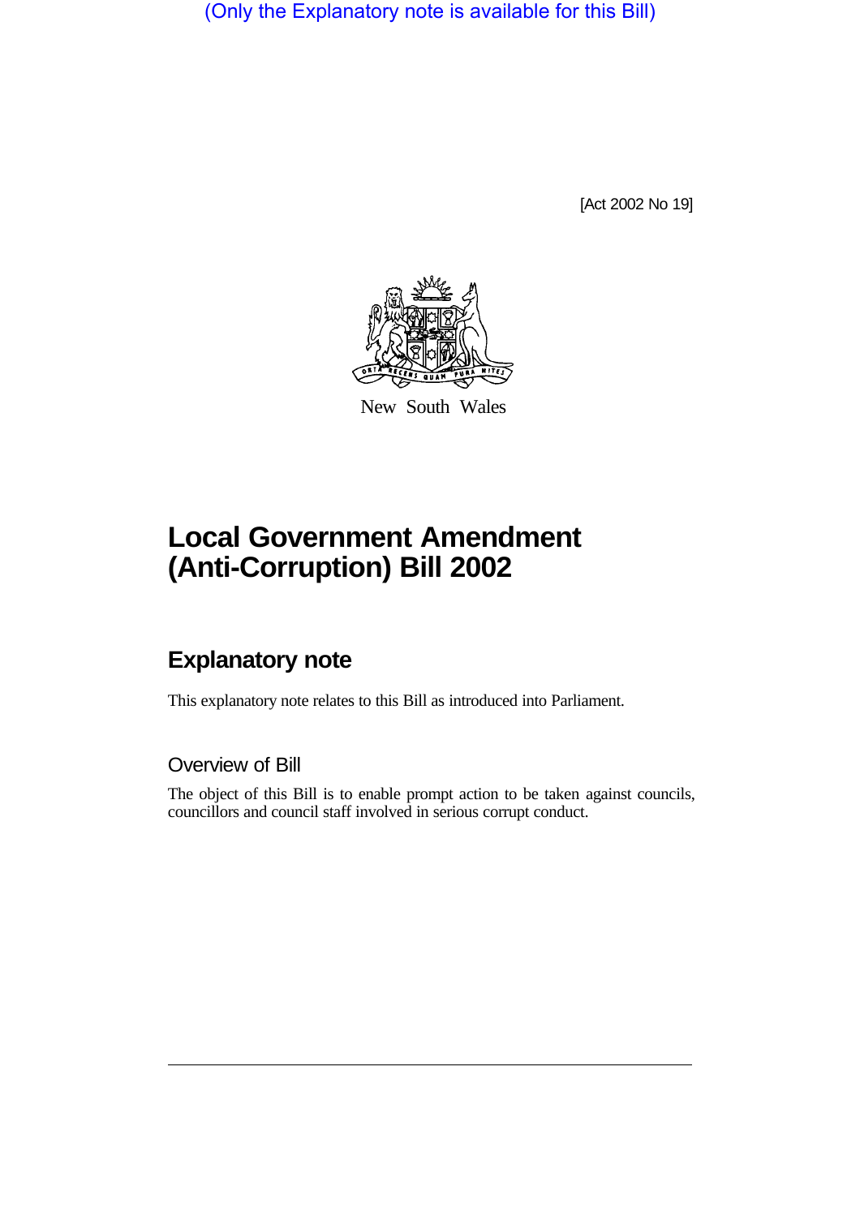(Only the Explanatory note is available for this Bill)

[Act 2002 No 19]

New South Wales

# Local Government Amendment (Anti-Corruption) Bill 2002

## Explanatory note

This explanatory note relates to this Bill as introduced into Parliament.

### Overview of Bill

The object of this Bill is to enable prompt action to be taken against councils, councillors and council staff involved in serious corrupt conduct.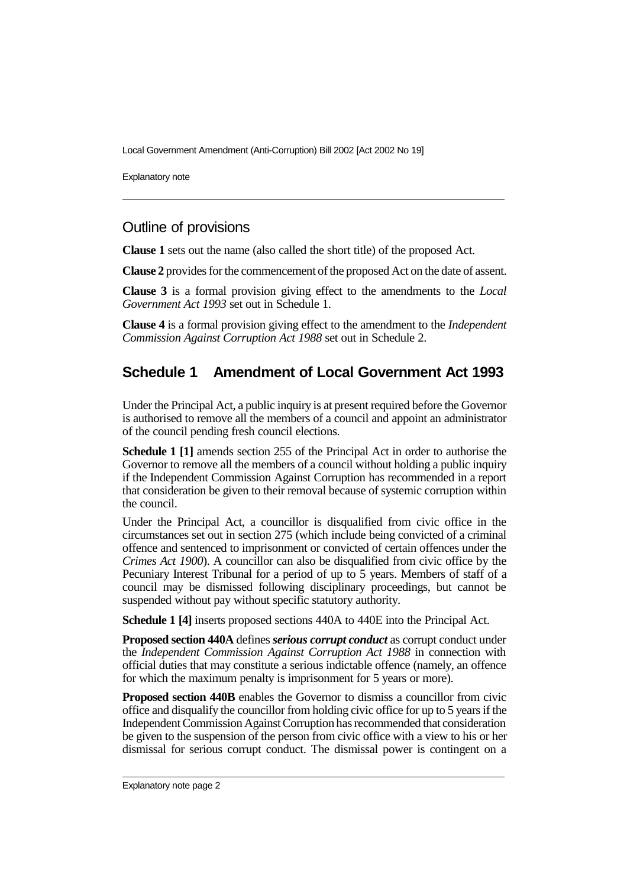## Outline of provisions

**Clause 1** sets out the name (also called the short title) of the proposed Act.

**Clause 2** provides for the commencement of the proposed Act on the date of assent.

**Clause 3** is a formal provision giving effect to the amendments to the *Local Government Act 1993* set out in Schedule 1.

**Clause 4** is a formal provision giving effect to the amendment to the *Independent Commission Against Corruption Act 1988* set out in Schedule 2.

## Schedule 1 Amendment of Local Government Act 1993

Under the Principal Act, a public inquiry is at present required before the Governor is authorised to remove all the members of a council and appoint an administrator of the council pending fresh council elections.

**Schedule 1 [1]** amends section 255 of the Principal Act in order to authorise the Governor to remove all the members of a council without holding a public inquiry if the Independent Commission Against Corruption has recommended in a report that consideration be given to their removal because of systemic corruption within the council.

Under the Principal Act, a councillor is disqualified from civic office in the circumstances set out in section 275 (which include being convicted of a criminal offence and sentenced to imprisonment or convicted of certain offences under the *Crimes Act 1900*). A councillor can also be disqualified from civic office by the Pecuniary Interest Tribunal for a period of up to 5 years. Members of staff of a council may be dismissed following disciplinary proceedings, but cannot be suspended without pay without specific statutory authority.

**Schedule 1 [4]** inserts proposed sections 440A to 440E into the Principal Act.

**Proposed section 440A** defines ***serious corrupt conduct*** as corrupt conduct under the *Independent Commission Against Corruption Act 1988* in connection with official duties that may constitute a serious indictable offence (namely, an offence for which the maximum penalty is imprisonment for 5 years or more).

**Proposed section 440B** enables the Governor to dismiss a councillor from civic office and disqualify the councillor from holding civic office for up to 5 years if the Independent Commission Against Corruption has recommended that consideration be given to the suspension of the person from civic office with a view to his or her dismissal for serious corrupt conduct. The dismissal power is contingent on a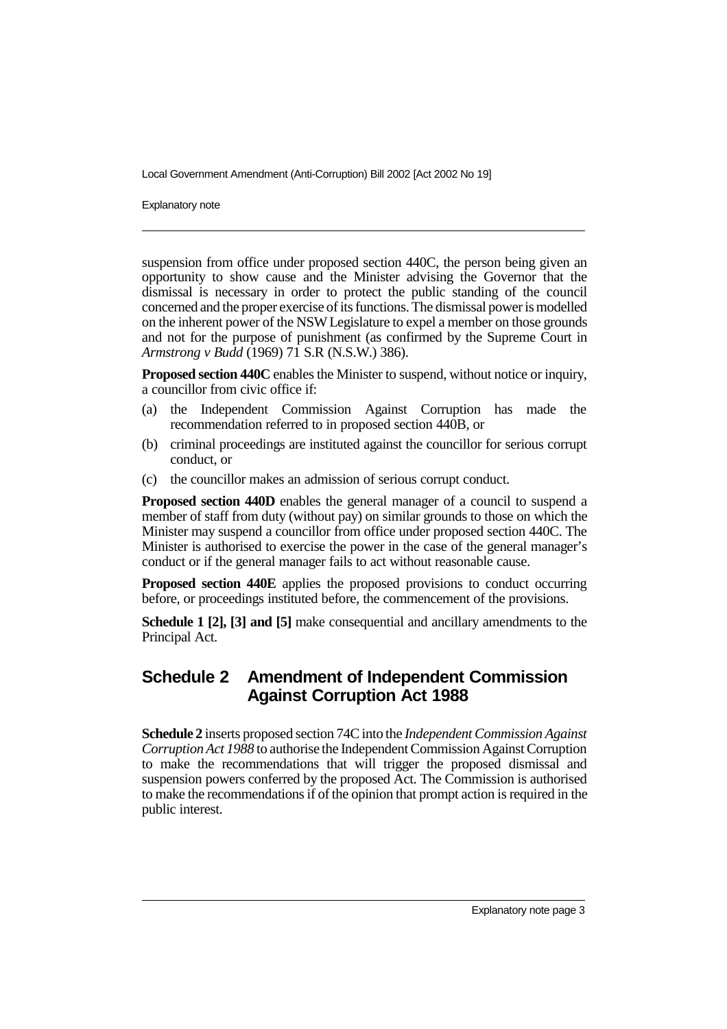suspension from office under proposed section 440C, the person being given an opportunity to show cause and the Minister advising the Governor that the dismissal is necessary in order to protect the public standing of the council concerned and the proper exercise of its functions. The dismissal power is modelled on the inherent power of the NSW Legislature to expel a member on those grounds and not for the purpose of punishment (as confirmed by the Supreme Court in *Armstrong v Budd* (1969) 71 S.R (N.S.W.) 386).

**Proposed section 440C** enables the Minister to suspend, without notice or inquiry, a councillor from civic office if:

(a) the Independent Commission Against Corruption has made the recommendation referred to in proposed section 440B, or

(b) criminal proceedings are instituted against the councillor for serious corrupt conduct, or

(c) the councillor makes an admission of serious corrupt conduct.

**Proposed section 440D** enables the general manager of a council to suspend a member of staff from duty (without pay) on similar grounds to those on which the Minister may suspend a councillor from office under proposed section 440C. The Minister is authorised to exercise the power in the case of the general manager's conduct or if the general manager fails to act without reasonable cause.

**Proposed section 440E** applies the proposed provisions to conduct occurring before, or proceedings instituted before, the commencement of the provisions.

**Schedule 1 [2], [3] and [5]** make consequential and ancillary amendments to the Principal Act.

## Schedule 2 Amendment of Independent Commission Against Corruption Act 1988

**Schedule 2** inserts proposed section 74C into the *Independent Commission Against Corruption Act 1988* to authorise the Independent Commission Against Corruption to make the recommendations that will trigger the proposed dismissal and suspension powers conferred by the proposed Act. The Commission is authorised to make the recommendations if of the opinion that prompt action is required in the public interest.